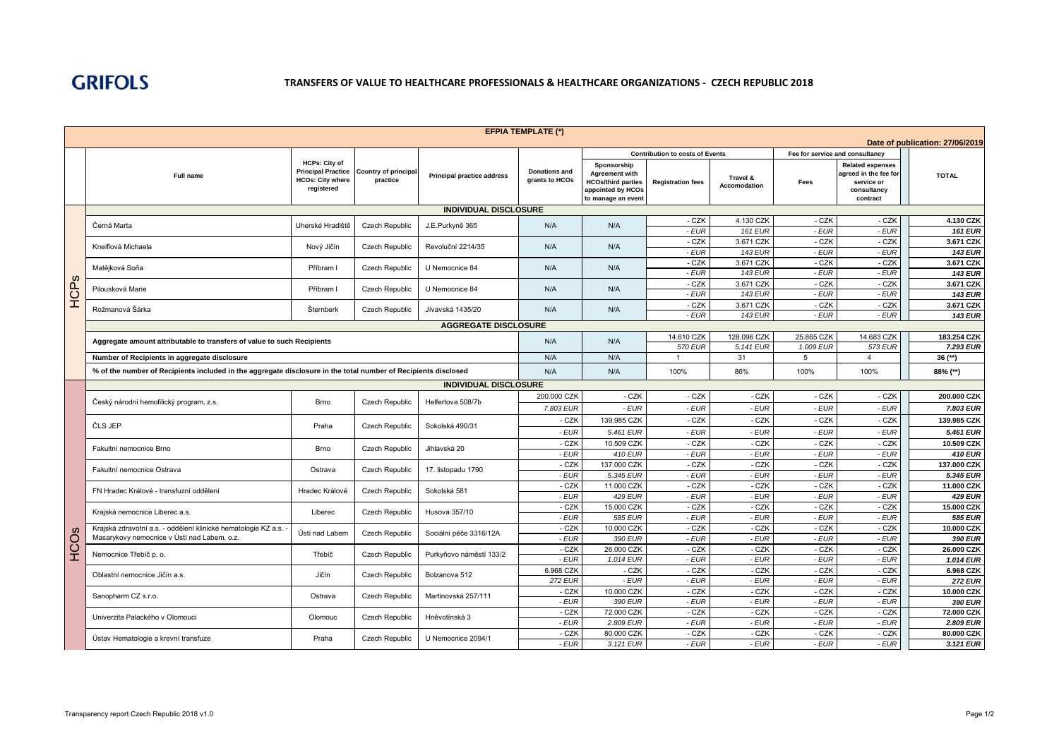**GRIFOLS**

## TRANSFERS OF VALUE TO HEALTHCARE PROFESSIONALS & HEALTHCARE ORGANIZATIONS - CZECH REPUBLIC 2018

**EFPIA TEMPLATE (\*)**

Date of publication: 27/06/2019

| | Full name | HCPs: City of Principal Practice HCOs: City where registered | Country of principal practice | Principal practice address | Donations and grants to HCOs | Contribution to costs of Events | | | Fee for service and consultancy | | TOTAL |
|---|---|---|---|---|---|---|---|---|---|---|---|
| | | | | | | Sponsorship Agreement with HCOs/third parties appointed by HCOs to manage an event | Registration fees | Travel & Accomodation | Fees | Related expenses agreed in the fee for service or consultancy contract | |
| HCPs | **INDIVIDUAL DISCLOSURE** | | | | | | | | | | |
| | Černá Marta | Uherské Hradiště | Czech Republic | J.E.Purkyně 365 | N/A | N/A | - CZK | 4.130 CZK | - CZK | - CZK | **4.130 CZK** |
| | | | | | | | *- EUR* | *161 EUR* | *- EUR* | *- EUR* | ***161 EUR*** |
| | Kneiflová Michaela | Nový Jičín | Czech Republic | Revoluční 2214/35 | N/A | N/A | - CZK | 3.671 CZK | - CZK | - CZK | **3.671 CZK** |
| | | | | | | | *- EUR* | *143 EUR* | *- EUR* | *- EUR* | ***143 EUR*** |
| | Matějková Soňa | Příbram I | Czech Republic | U Nemocnice 84 | N/A | N/A | - CZK | 3.671 CZK | - CZK | - CZK | **3.671 CZK** |
| | | | | | | | *- EUR* | *143 EUR* | *- EUR* | *- EUR* | ***143 EUR*** |
| | Pilousková Marie | Příbram I | Czech Republic | U Nemocnice 84 | N/A | N/A | - CZK | 3.671 CZK | - CZK | - CZK | **3.671 CZK** |
| | | | | | | | *- EUR* | *143 EUR* | *- EUR* | *- EUR* | ***143 EUR*** |
| | Rožmanová Šárka | Šternberk | Czech Republic | Jívavská 1435/20 | N/A | N/A | - CZK | 3.671 CZK | - CZK | - CZK | **3.671 CZK** |
| | | | | | | | *- EUR* | *143 EUR* | *- EUR* | *- EUR* | ***143 EUR*** |
| | **AGGREGATE DISCLOSURE** | | | | | | | | | | |
| | **Aggregate amount attributable to transfers of value to such Recipients** | | | | N/A | N/A | 14.610 CZK | 128.096 CZK | 25.865 CZK | 14.683 CZK | **183.254 CZK** |
| | | | | | | | *570 EUR* | *5.141 EUR* | *1.009 EUR* | *573 EUR* | ***7.293 EUR*** |
| | **Number of Recipients in aggregate disclosure** | | | | N/A | N/A | 1 | 31 | 5 | 4 | **36 (\*\*)** |
| | **% of the number of Recipients included in the aggregate disclosure in the total number of Recipients disclosed** | | | | N/A | N/A | 100% | 86% | 100% | 100% | **88% (\*\*)** |
| HCOs | **INDIVIDUAL DISCLOSURE** | | | | | | | | | | |
| | Český národní hemofilický program, z.s. | Brno | Czech Republic | Helfertova 508/7b | 200.000 CZK | - CZK | - CZK | - CZK | - CZK | - CZK | **200.000 CZK** |
| | | | | | *7.803 EUR* | *- EUR* | *- EUR* | *- EUR* | *- EUR* | *- EUR* | ***7.803 EUR*** |
| | ČLS JEP | Praha | Czech Republic | Sokolská 490/31 | - CZK | 139.985 CZK | - CZK | - CZK | - CZK | - CZK | **139.985 CZK** |
| | | | | | *- EUR* | *5.461 EUR* | *- EUR* | *- EUR* | *- EUR* | *- EUR* | ***5.461 EUR*** |
| | Fakultní nemocnice Brno | Brno | Czech Republic | Jihlavská 20 | - CZK | 10.509 CZK | - CZK | - CZK | - CZK | - CZK | **10.509 CZK** |
| | | | | | *- EUR* | *410 EUR* | *- EUR* | *- EUR* | *- EUR* | *- EUR* | ***410 EUR*** |
| | Fakultní nemocnice Ostrava | Ostrava | Czech Republic | 17. listopadu 1790 | - CZK | 137.000 CZK | - CZK | - CZK | - CZK | - CZK | **137.000 CZK** |
| | | | | | *- EUR* | *5.345 EUR* | *- EUR* | *- EUR* | *- EUR* | *- EUR* | ***5.345 EUR*** |
| | FN Hradec Králové - transfuzní oddělení | Hradec Králové | Czech Republic | Sokolská 581 | - CZK | 11.000 CZK | - CZK | - CZK | - CZK | - CZK | **11.000 CZK** |
| | | | | | *- EUR* | *429 EUR* | *- EUR* | *- EUR* | *- EUR* | *- EUR* | ***429 EUR*** |
| | Krajská nemocnice Liberec a.s. | Liberec | Czech Republic | Husova 357/10 | - CZK | 15.000 CZK | - CZK | - CZK | - CZK | - CZK | **15.000 CZK** |
| | | | | | *- EUR* | *585 EUR* | *- EUR* | *- EUR* | *- EUR* | *- EUR* | ***585 EUR*** |
| | Krajská zdravotní a.s. - oddělení klinické hematologie KZ a.s. - Masarykovy nemocnice v Ústí nad Labem, o.z. | Ústí nad Labem | Czech Republic | Sociální péče 3316/12A | - CZK | 10.000 CZK | - CZK | - CZK | - CZK | - CZK | **10.000 CZK** |
| | | | | | *- EUR* | *390 EUR* | *- EUR* | *- EUR* | *- EUR* | *- EUR* | ***390 EUR*** |
| | Nemocnice Třebíč p. o. | Třebíč | Czech Republic | Purkyňovo náměstí 133/2 | - CZK | 26.000 CZK | - CZK | - CZK | - CZK | - CZK | **26.000 CZK** |
| | | | | | *- EUR* | *1.014 EUR* | *- EUR* | *- EUR* | *- EUR* | *- EUR* | ***1.014 EUR*** |
| | Oblastní nemocnice Jičín a.s. | Jičín | Czech Republic | Bolzanova 512 | 6.968 CZK | - CZK | - CZK | - CZK | - CZK | - CZK | **6.968 CZK** |
| | | | | | *272 EUR* | *- EUR* | *- EUR* | *- EUR* | *- EUR* | *- EUR* | ***272 EUR*** |
| | Sanopharm CZ s.r.o. | Ostrava | Czech Republic | Martinovská 257/111 | - CZK | 10.000 CZK | - CZK | - CZK | - CZK | - CZK | **10.000 CZK** |
| | | | | | *- EUR* | *390 EUR* | *- EUR* | *- EUR* | *- EUR* | *- EUR* | ***390 EUR*** |
| | Univerzita Palackého v Olomouci | Olomouc | Czech Republic | Hněvotínská 3 | - CZK | 72.000 CZK | - CZK | - CZK | - CZK | - CZK | **72.000 CZK** |
| | | | | | *- EUR* | *2.809 EUR* | *- EUR* | *- EUR* | *- EUR* | *- EUR* | ***2.809 EUR*** |
| | Ústav Hematologie a krevní transfuze | Praha | Czech Republic | U Nemocnice 2094/1 | - CZK | 80.000 CZK | - CZK | - CZK | - CZK | - CZK | **80.000 CZK** |
| | | | | | *- EUR* | *3.121 EUR* | *- EUR* | *- EUR* | *- EUR* | *- EUR* | ***3.121 EUR*** |

Transparency report Czech Republic 2018 v1.0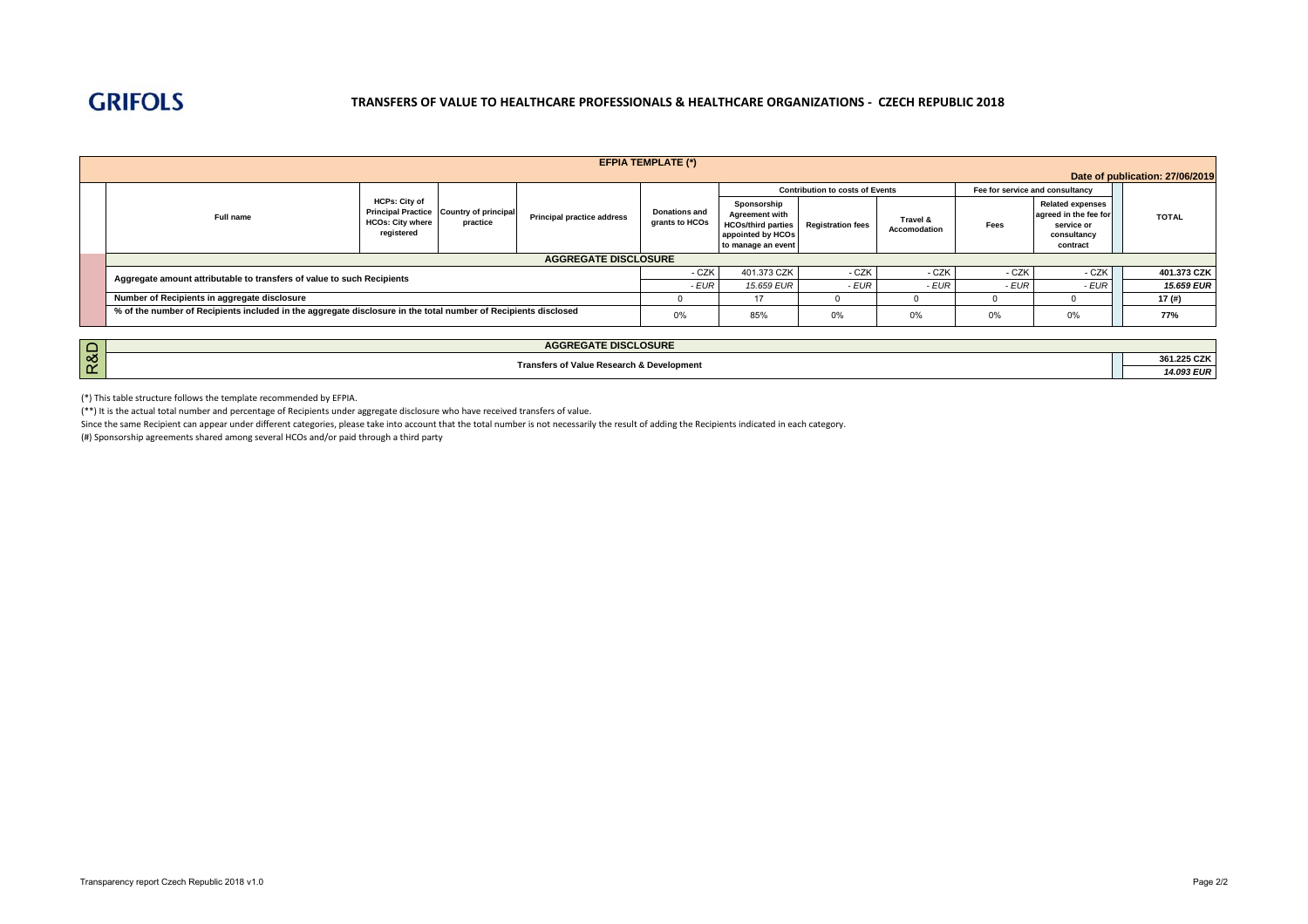GRIFOLS

# TRANSFERS OF VALUE TO HEALTHCARE PROFESSIONALS & HEALTHCARE ORGANIZATIONS - CZECH REPUBLIC 2018

**EFPIA TEMPLATE (*)**

**Date of publication: 27/06/2019**

| Full name | HCPs: City of Principal Practice HCOs: City where registered | Country of principal practice | Principal practice address | Donations and grants to HCOs | Contribution to costs of Events | | | Fee for service and consultancy | | TOTAL |
|---|---|---|---|---|---|---|---|---|---|---|
| | | | | | Sponsorship Agreement with HCOs/third parties appointed by HCOs to manage an event | Registration fees | Travel & Accomodation | Fees | Related expenses agreed in the fee for service or consultancy contract | |
| **AGGREGATE DISCLOSURE** | | | | | | | | | | |
| **Aggregate amount attributable to transfers of value to such Recipients** | | | | - CZK | 401.373 CZK | - CZK | - CZK | - CZK | - CZK | **401.373 CZK** |
| | | | | *- EUR* | *15.659 EUR* | *- EUR* | *- EUR* | *- EUR* | *- EUR* | ***15.659 EUR*** |
| **Number of Recipients in aggregate disclosure** | | | | 0 | 17 | 0 | 0 | 0 | 0 | **17 (#)** |
| **% of the number of Recipients included in the aggregate disclosure in the total number of Recipients disclosed** | | | | 0% | 85% | 0% | 0% | 0% | 0% | **77%** |

**R&D**

| AGGREGATE DISCLOSURE | |
|---|---|
| **Transfers of Value Research & Development** | **361.225 CZK** |
| | ***14.093 EUR*** |

(*) This table structure follows the template recommended by EFPIA.

(**) It is the actual total number and percentage of Recipients under aggregate disclosure who have received transfers of value.

Since the same Recipient can appear under different categories, please take into account that the total number is not necessarily the result of adding the Recipients indicated in each category.

(#) Sponsorship agreements shared among several HCOs and/or paid through a third party

Transparency report Czech Republic 2018 v1.0